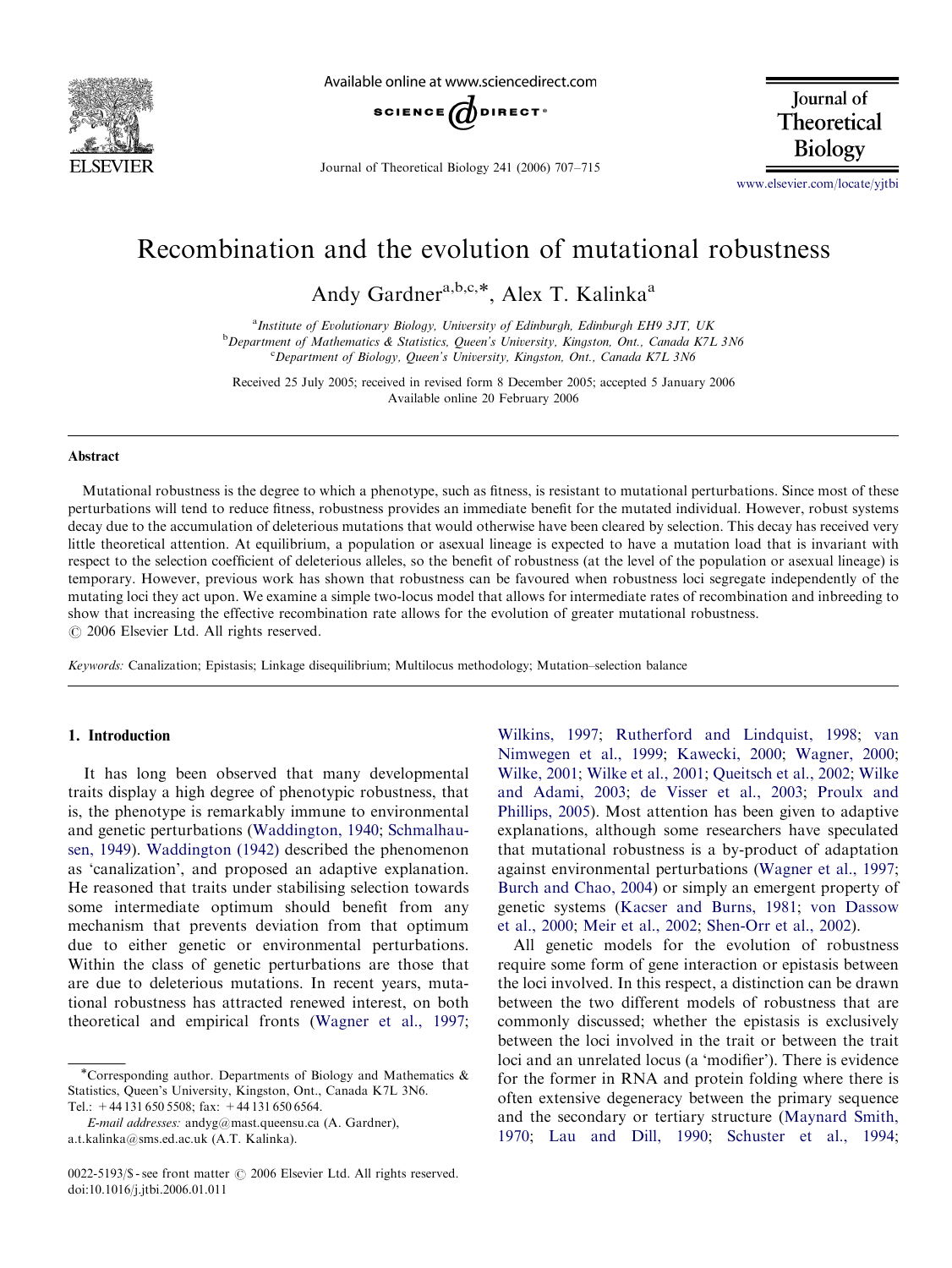# Recombination and the evolution of mutational robustness

Andy Gardner[a,b,c,*], Alex T. Kalinka[a]

[a] *Institute of Evolutionary Biology, University of Edinburgh, Edinburgh EH9 3JT, UK*
[b] *Department of Mathematics & Statistics, Queen's University, Kingston, Ont., Canada K7L 3N6*
[c] *Department of Biology, Queen's University, Kingston, Ont., Canada K7L 3N6*

Received 25 July 2005; received in revised form 8 December 2005; accepted 5 January 2006
Available online 20 February 2006

## Abstract

Mutational robustness is the degree to which a phenotype, such as fitness, is resistant to mutational perturbations. Since most of these perturbations will tend to reduce fitness, robustness provides an immediate benefit for the mutated individual. However, robust systems decay due to the accumulation of deleterious mutations that would otherwise have been cleared by selection. This decay has received very little theoretical attention. At equilibrium, a population or asexual lineage is expected to have a mutation load that is invariant with respect to the selection coefficient of deleterious alleles, so the benefit of robustness (at the level of the population or asexual lineage) is temporary. However, previous work has shown that robustness can be favoured when robustness loci segregate independently of the mutating loci they act upon. We examine a simple two-locus model that allows for intermediate rates of recombination and inbreeding to show that increasing the effective recombination rate allows for the evolution of greater mutational robustness.
© 2006 Elsevier Ltd. All rights reserved.

*Keywords:* Canalization; Epistasis; Linkage disequilibrium; Multilocus methodology; Mutation–selection balance

## 1. Introduction

It has long been observed that many developmental traits display a high degree of phenotypic robustness, that is, the phenotype is remarkably immune to environmental and genetic perturbations (Waddington, 1940; Schmalhausen, 1949). Waddington (1942) described the phenomenon as 'canalization', and proposed an adaptive explanation. He reasoned that traits under stabilising selection towards some intermediate optimum should benefit from any mechanism that prevents deviation from that optimum due to either genetic or environmental perturbations. Within the class of genetic perturbations are those that are due to deleterious mutations. In recent years, mutational robustness has attracted renewed interest, on both theoretical and empirical fronts (Wagner et al., 1997; Wilkins, 1997; Rutherford and Lindquist, 1998; van Nimwegen et al., 1999; Kawecki, 2000; Wagner, 2000; Wilke, 2001; Wilke et al., 2001; Queitsch et al., 2002; Wilke and Adami, 2003; de Visser et al., 2003; Proulx and Phillips, 2005). Most attention has been given to adaptive explanations, although some researchers have speculated that mutational robustness is a by-product of adaptation against environmental perturbations (Wagner et al., 1997; Burch and Chao, 2004) or simply an emergent property of genetic systems (Kacser and Burns, 1981; von Dassow et al., 2000; Meir et al., 2002; Shen-Orr et al., 2002).

All genetic models for the evolution of robustness require some form of gene interaction or epistasis between the loci involved. In this respect, a distinction can be drawn between the two different models of robustness that are commonly discussed; whether the epistasis is exclusively between the loci involved in the trait or between the trait loci and an unrelated locus (a 'modifier'). There is evidence for the former in RNA and protein folding where there is often extensive degeneracy between the primary sequence and the secondary or tertiary structure (Maynard Smith, 1970; Lau and Dill, 1990; Schuster et al., 1994;

*Corresponding author. Departments of Biology and Mathematics & Statistics, Queen's University, Kingston, Ont., Canada K7L 3N6. Tel.: +44 131 650 5508; fax: +44 131 650 6564.
*E-mail addresses:* andyg@mast.queensu.ca (A. Gardner), a.t.kalinka@sms.ed.ac.uk (A.T. Kalinka).

0022-5193/$ - see front matter © 2006 Elsevier Ltd. All rights reserved.
doi:10.1016/j.jtbi.2006.01.011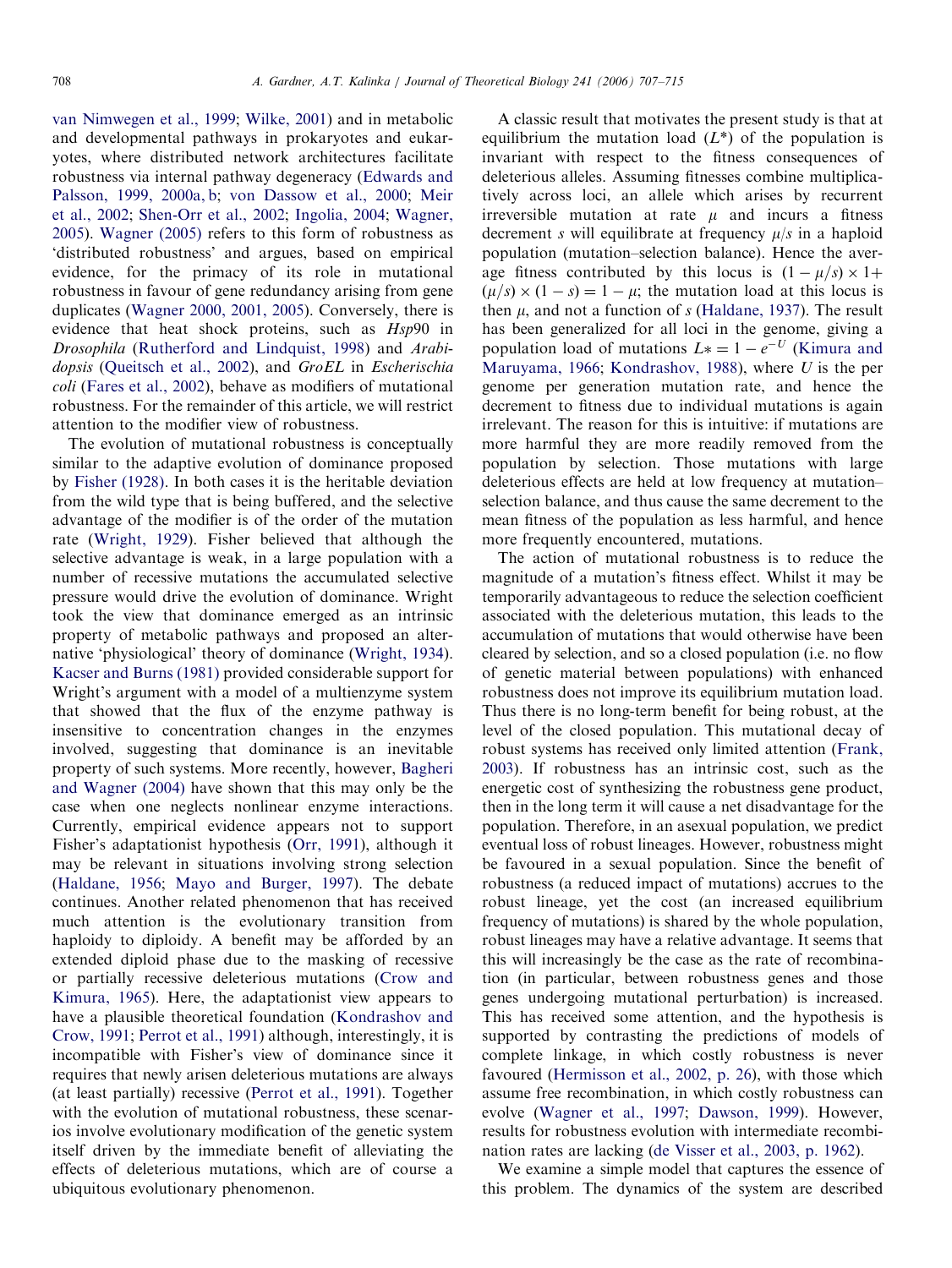van Nimwegen et al., 1999; Wilke, 2001) and in metabolic and developmental pathways in prokaryotes and eukaryotes, where distributed network architectures facilitate robustness via internal pathway degeneracy (Edwards and Palsson, 1999, 2000a, b; von Dassow et al., 2000; Meir et al., 2002; Shen-Orr et al., 2002; Ingolia, 2004; Wagner, 2005). Wagner (2005) refers to this form of robustness as 'distributed robustness' and argues, based on empirical evidence, for the primacy of its role in mutational robustness in favour of gene redundancy arising from gene duplicates (Wagner 2000, 2001, 2005). Conversely, there is evidence that heat shock proteins, such as *Hsp*90 in *Drosophila* (Rutherford and Lindquist, 1998) and *Arabidopsis* (Queitsch et al., 2002), and *GroEL* in *Escherischia coli* (Fares et al., 2002), behave as modifiers of mutational robustness. For the remainder of this article, we will restrict attention to the modifier view of robustness.

The evolution of mutational robustness is conceptually similar to the adaptive evolution of dominance proposed by Fisher (1928). In both cases it is the heritable deviation from the wild type that is being buffered, and the selective advantage of the modifier is of the order of the mutation rate (Wright, 1929). Fisher believed that although the selective advantage is weak, in a large population with a number of recessive mutations the accumulated selective pressure would drive the evolution of dominance. Wright took the view that dominance emerged as an intrinsic property of metabolic pathways and proposed an alternative 'physiological' theory of dominance (Wright, 1934). Kacser and Burns (1981) provided considerable support for Wright's argument with a model of a multienzyme system that showed that the flux of the enzyme pathway is insensitive to concentration changes in the enzymes involved, suggesting that dominance is an inevitable property of such systems. More recently, however, Bagheri and Wagner (2004) have shown that this may only be the case when one neglects nonlinear enzyme interactions. Currently, empirical evidence appears not to support Fisher's adaptationist hypothesis (Orr, 1991), although it may be relevant in situations involving strong selection (Haldane, 1956; Mayo and Burger, 1997). The debate continues. Another related phenomenon that has received much attention is the evolutionary transition from haploidy to diploidy. A benefit may be afforded by an extended diploid phase due to the masking of recessive or partially recessive deleterious mutations (Crow and Kimura, 1965). Here, the adaptationist view appears to have a plausible theoretical foundation (Kondrashov and Crow, 1991; Perrot et al., 1991) although, interestingly, it is incompatible with Fisher's view of dominance since it requires that newly arisen deleterious mutations are always (at least partially) recessive (Perrot et al., 1991). Together with the evolution of mutational robustness, these scenarios involve evolutionary modification of the genetic system itself driven by the immediate benefit of alleviating the effects of deleterious mutations, which are of course a ubiquitous evolutionary phenomenon.

A classic result that motivates the present study is that at equilibrium the mutation load ($L^*$) of the population is invariant with respect to the fitness consequences of deleterious alleles. Assuming fitnesses combine multiplicatively across loci, an allele which arises by recurrent irreversible mutation at rate $\mu$ and incurs a fitness decrement $s$ will equilibrate at frequency $\mu/s$ in a haploid population (mutation–selection balance). Hence the average fitness contributed by this locus is $(1-\mu/s)\times 1 + (\mu/s)\times(1-s) = 1-\mu$; the mutation load at this locus is then $\mu$, and not a function of $s$ (Haldane, 1937). The result has been generalized for all loci in the genome, giving a population load of mutations $L* = 1 - e^{-U}$ (Kimura and Maruyama, 1966; Kondrashov, 1988), where $U$ is the per genome per generation mutation rate, and hence the decrement to fitness due to individual mutations is again irrelevant. The reason for this is intuitive: if mutations are more harmful they are more readily removed from the population by selection. Those mutations with large deleterious effects are held at low frequency at mutation–selection balance, and thus cause the same decrement to the mean fitness of the population as less harmful, and hence more frequently encountered, mutations.

The action of mutational robustness is to reduce the magnitude of a mutation's fitness effect. Whilst it may be temporarily advantageous to reduce the selection coefficient associated with the deleterious mutation, this leads to the accumulation of mutations that would otherwise have been cleared by selection, and so a closed population (i.e. no flow of genetic material between populations) with enhanced robustness does not improve its equilibrium mutation load. Thus there is no long-term benefit for being robust, at the level of the closed population. This mutational decay of robust systems has received only limited attention (Frank, 2003). If robustness has an intrinsic cost, such as the energetic cost of synthesizing the robustness gene product, then in the long term it will cause a net disadvantage for the population. Therefore, in an asexual population, we predict eventual loss of robust lineages. However, robustness might be favoured in a sexual population. Since the benefit of robustness (a reduced impact of mutations) accrues to the robust lineage, yet the cost (an increased equilibrium frequency of mutations) is shared by the whole population, robust lineages may have a relative advantage. It seems that this will increasingly be the case as the rate of recombination (in particular, between robustness genes and those genes undergoing mutational perturbation) is increased. This has received some attention, and the hypothesis is supported by contrasting the predictions of models of complete linkage, in which costly robustness is never favoured (Hermisson et al., 2002, p. 26), with those which assume free recombination, in which costly robustness can evolve (Wagner et al., 1997; Dawson, 1999). However, results for robustness evolution with intermediate recombination rates are lacking (de Visser et al., 2003, p. 1962).

We examine a simple model that captures the essence of this problem. The dynamics of the system are described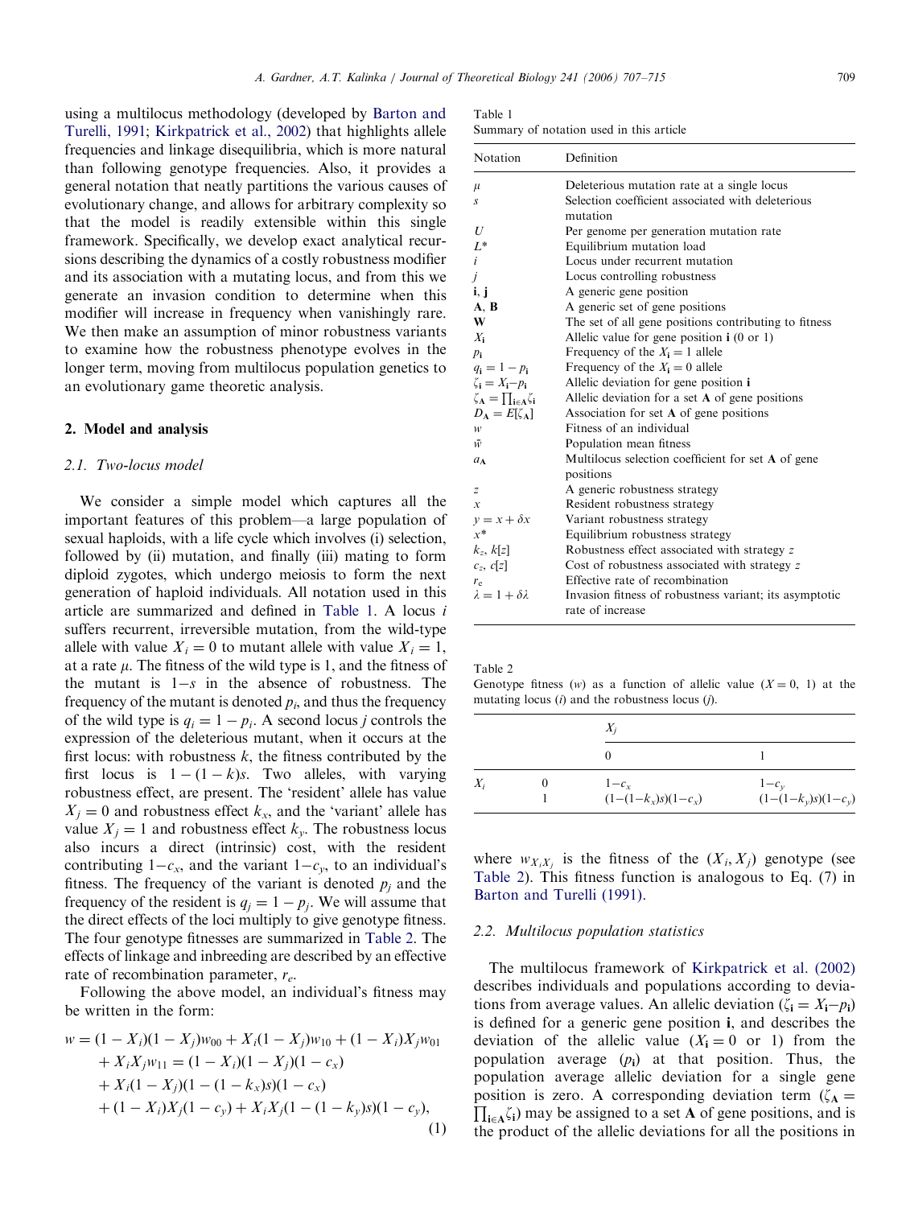using a multilocus methodology (developed by Barton and Turelli, 1991; Kirkpatrick et al., 2002) that highlights allele frequencies and linkage disequilibria, which is more natural than following genotype frequencies. Also, it provides a general notation that neatly partitions the various causes of evolutionary change, and allows for arbitrary complexity so that the model is readily extensible within this single framework. Specifically, we develop exact analytical recursions describing the dynamics of a costly robustness modifier and its association with a mutating locus, and from this we generate an invasion condition to determine when this modifier will increase in frequency when vanishingly rare. We then make an assumption of minor robustness variants to examine how the robustness phenotype evolves in the longer term, moving from multilocus population genetics to an evolutionary game theoretic analysis.

## 2. Model and analysis

### 2.1. Two-locus model

We consider a simple model which captures all the important features of this problem—a large population of sexual haploids, with a life cycle which involves (i) selection, followed by (ii) mutation, and finally (iii) mating to form diploid zygotes, which undergo meiosis to form the next generation of haploid individuals. All notation used in this article are summarized and defined in Table 1. A locus $i$ suffers recurrent, irreversible mutation, from the wild-type allele with value $X_i = 0$ to mutant allele with value $X_i = 1$, at a rate $\mu$. The fitness of the wild type is 1, and the fitness of the mutant is $1-s$ in the absence of robustness. The frequency of the mutant is denoted $p_i$, and thus the frequency of the wild type is $q_i = 1 - p_i$. A second locus $j$ controls the expression of the deleterious mutant, when it occurs at the first locus: with robustness $k$, the fitness contributed by the first locus is $1-(1-k)s$. Two alleles, with varying robustness effect, are present. The 'resident' allele has value $X_j = 0$ and robustness effect $k_x$, and the 'variant' allele has value $X_j = 1$ and robustness effect $k_y$. The robustness locus also incurs a direct (intrinsic) cost, with the resident contributing $1-c_x$, and the variant $1-c_y$, to an individual's fitness. The frequency of the variant is denoted $p_j$ and the frequency of the resident is $q_j = 1 - p_j$. We will assume that the direct effects of the loci multiply to give genotype fitness. The four genotype fitnesses are summarized in Table 2. The effects of linkage and inbreeding are described by an effective rate of recombination parameter, $r_e$.

Following the above model, an individual's fitness may be written in the form:

$$w = (1 - X_i)(1 - X_j)w_{00} + X_i(1 - X_j)w_{10} + (1 - X_i)X_jw_{01} + X_iX_jw_{11} = (1 - X_i)(1 - X_j)(1 - c_x) + X_i(1 - X_j)(1 - (1 - k_x)s)(1 - c_x) + (1 - X_i)X_j(1 - c_y) + X_iX_j(1 - (1 - k_y)s)(1 - c_y), \tag{1}$$

where $w_{X_iX_j}$ is the fitness of the $(X_i, X_j)$ genotype (see Table 2). This fitness function is analogous to Eq. (7) in Barton and Turelli (1991).

Table 1
Summary of notation used in this article

| Notation | Definition |
|---|---|
| $\mu$ | Deleterious mutation rate at a single locus |
| $s$ | Selection coefficient associated with deleterious mutation |
| $U$ | Per genome per generation mutation rate |
| $L^*$ | Equilibrium mutation load |
| $i$ | Locus under recurrent mutation |
| $j$ | Locus controlling robustness |
| $\mathbf{i}, \mathbf{j}$ | A generic gene position |
| $\mathbf{A}, \mathbf{B}$ | A generic set of gene positions |
| $\mathbf{W}$ | The set of all gene positions contributing to fitness |
| $X_\mathbf{i}$ | Allelic value for gene position $\mathbf{i}$ (0 or 1) |
| $p_\mathbf{i}$ | Frequency of the $X_\mathbf{i} = 1$ allele |
| $q_\mathbf{i} = 1 - p_\mathbf{i}$ | Frequency of the $X_\mathbf{i} = 0$ allele |
| $\zeta_\mathbf{i} = X_\mathbf{i} - p_\mathbf{i}$ | Allelic deviation for gene position $\mathbf{i}$ |
| $\zeta_\mathbf{A} = \prod_{\mathbf{i} \in \mathbf{A}} \zeta_\mathbf{i}$ | Allelic deviation for a set $\mathbf{A}$ of gene positions |
| $D_\mathbf{A} = E[\zeta_\mathbf{A}]$ | Association for set $\mathbf{A}$ of gene positions |
| $w$ | Fitness of an individual |
| $\bar{w}$ | Population mean fitness |
| $a_\mathbf{A}$ | Multilocus selection coefficient for set $\mathbf{A}$ of gene positions |
| $z$ | A generic robustness strategy |
| $x$ | Resident robustness strategy |
| $y = x + \delta x$ | Variant robustness strategy |
| $x^*$ | Equilibrium robustness strategy |
| $k_z, k[z]$ | Robustness effect associated with strategy $z$ |
| $c_z, c[z]$ | Cost of robustness associated with strategy $z$ |
| $r_e$ | Effective rate of recombination |
| $\lambda = 1 + \delta\lambda$ | Invasion fitness of robustness variant; its asymptotic rate of increase |

Table 2
Genotype fitness ($w$) as a function of allelic value ($X = 0$, 1) at the mutating locus ($i$) and the robustness locus ($j$).

| | | $X_j$ | |
|---|---|---|---|
| | | 0 | 1 |
| $X_i$ | 0 | $1-c_x$ | $1-c_y$ |
| | 1 | $(1-(1-k_x)s)(1-c_x)$ | $(1-(1-k_y)s)(1-c_y)$ |

### 2.2. Multilocus population statistics

The multilocus framework of Kirkpatrick et al. (2002) describes individuals and populations according to deviations from average values. An allelic deviation ($\zeta_\mathbf{i} = X_\mathbf{i} - p_\mathbf{i}$) is defined for a generic gene position $\mathbf{i}$, and describes the deviation of the allelic value ($X_\mathbf{i} = 0$ or 1) from the population average ($p_\mathbf{i}$) at that position. Thus, the population average allelic deviation for a single gene position is zero. A corresponding deviation term ($\zeta_\mathbf{A} = \prod_{\mathbf{i} \in \mathbf{A}} \zeta_\mathbf{i}$) may be assigned to a set $\mathbf{A}$ of gene positions, and is the product of the allelic deviations for all the positions in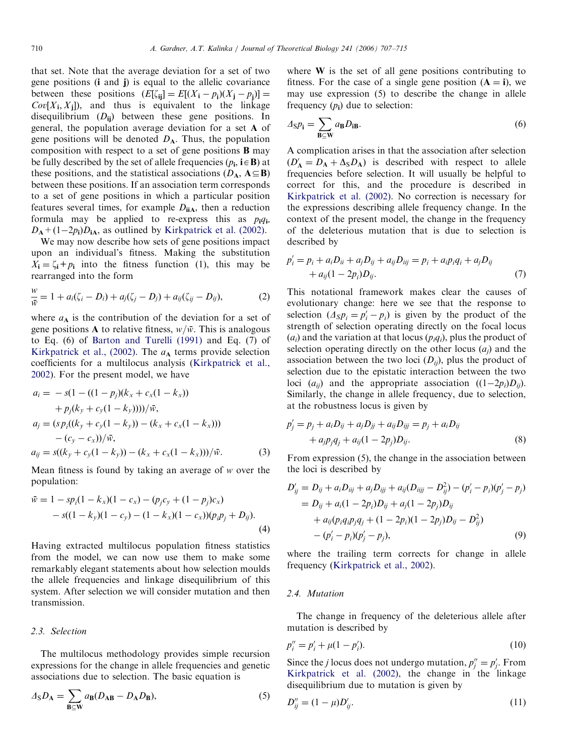that set. Note that the average deviation for a set of two gene positions (**i** and **j**) is equal to the allelic covariance between these positions ($E[\zeta_{\mathbf{ij}}] = E[(X_{\mathbf{i}} - p_{\mathbf{i}})(X_{\mathbf{j}} - p_{\mathbf{j}})] = Cov[X_{\mathbf{i}}, X_{\mathbf{j}}]$), and thus is equivalent to the linkage disequilibrium ($D_{\mathbf{ij}}$) between these gene positions. In general, the population average deviation for a set **A** of gene positions will be denoted $D_{\mathbf{A}}$. Thus, the population composition with respect to a set of gene positions **B** may be fully described by the set of allele frequencies ($p_{\mathbf{i}}$, $\mathbf{i} \in \mathbf{B}$) at these positions, and the statistical associations ($D_{\mathbf{A}}$, $\mathbf{A} \subseteq \mathbf{B}$) between these positions. If an association term corresponds to a set of gene positions in which a particular position features several times, for example $D_{\mathbf{iiA}}$, then a reduction formula may be applied to re-express this as $p_{\mathbf{i}}q_{\mathbf{i}}D_{\mathbf{A}} + (1-2p_{\mathbf{i}})D_{\mathbf{iA}}$, as outlined by Kirkpatrick et al. (2002).

We may now describe how sets of gene positions impact upon an individual's fitness. Making the substitution $X_{\mathbf{i}} = \zeta_{\mathbf{i}} + p_{\mathbf{i}}$ into the fitness function (1), this may be rearranged into the form

$$\frac{w}{\bar{w}} = 1 + a_i(\zeta_i - D_i) + a_j(\zeta_j - D_j) + a_{ij}(\zeta_{ij} - D_{ij}), \tag{2}$$

where $a_{\mathbf{A}}$ is the contribution of the deviation for a set of gene positions **A** to relative fitness, $w/\bar{w}$. This is analogous to Eq. (6) of Barton and Turelli (1991) and Eq. (7) of Kirkpatrick et al., (2002). The $a_{\mathbf{A}}$ terms provide selection coefficients for a multilocus analysis (Kirkpatrick et al., 2002). For the present model, we have

$$\begin{aligned}
a_i &= -s(1 - ((1-p_j)(k_x + c_x(1-k_x)) \\
&\quad + p_j(k_y + c_y(1-k_y))))/\bar{w}, \\
a_j &= (s\,p_i((k_y + c_y(1-k_y)) - (k_x + c_x(1-k_x))) \\
&\quad - (c_y - c_x))/\bar{w}, \\
a_{ij} &= s((k_y + c_y(1-k_y)) - (k_x + c_x(1-k_x)))/\bar{w}.
\end{aligned} \tag{3}$$

Mean fitness is found by taking an average of $w$ over the population:

$$\begin{aligned}
\bar{w} &= 1 - sp_i(1-k_x)(1-c_x) - (p_jc_y + (1-p_j)c_x) \\
&\quad - s((1-k_y)(1-c_y) - (1-k_x)(1-c_x))(p_ip_j + D_{ij}).
\end{aligned} \tag{4}$$

Having extracted multilocus population fitness statistics from the model, we can now use them to make some remarkably elegant statements about how selection moulds the allele frequencies and linkage disequilibrium of this system. After selection we will consider mutation and then transmission.

### 2.3. Selection

The multilocus methodology provides simple recursion expressions for the change in allele frequencies and genetic associations due to selection. The basic equation is

$$\Delta_{\mathrm{S}} D_{\mathbf{A}} = \sum_{\mathbf{B} \subseteq \mathbf{W}} a_{\mathbf{B}}(D_{\mathbf{AB}} - D_{\mathbf{A}}D_{\mathbf{B}}), \tag{5}$$

where **W** is the set of all gene positions contributing to fitness. For the case of a single gene position ($\mathbf{A} = \mathbf{i}$), we may use expression (5) to describe the change in allele frequency ($p_{\mathbf{i}}$) due to selection:

$$\Delta_{\mathrm{S}} p_{\mathbf{i}} = \sum_{\mathbf{B} \subseteq \mathbf{W}} a_{\mathbf{B}} D_{\mathbf{iB}}. \tag{6}$$

A complication arises in that the association after selection ($D'_{\mathbf{A}} = D_{\mathbf{A}} + \Delta_{\mathrm{S}} D_{\mathbf{A}}$) is described with respect to allele frequencies before selection. It will usually be helpful to correct for this, and the procedure is described in Kirkpatrick et al. (2002). No correction is necessary for the expressions describing allele frequency change. In the context of the present model, the change in the frequency of the deleterious mutation that is due to selection is described by

$$\begin{aligned}
p'_i &= p_i + a_iD_{ii} + a_jD_{ij} + a_{ij}D_{iij} = p_i + a_ip_iq_i + a_jD_{ij} \\
&\quad + a_{ij}(1-2p_i)D_{ij}.
\end{aligned} \tag{7}$$

This notational framework makes clear the causes of evolutionary change: here we see that the response to selection ($\Delta_S p_i = p'_i - p_i$) is given by the product of the strength of selection operating directly on the focal locus ($a_i$) and the variation at that locus ($p_iq_i$), plus the product of selection operating directly on the other locus ($a_j$) and the association between the two loci ($D_{ij}$), plus the product of selection due to the epistatic interaction between the two loci ($a_{ij}$) and the appropriate association ($(1-2p_i)D_{ij}$). Similarly, the change in allele frequency, due to selection, at the robustness locus is given by

$$\begin{aligned}
p'_j &= p_j + a_iD_{ij} + a_jD_{jj} + a_{ij}D_{ijj} = p_j + a_iD_{ij} \\
&\quad + a_jp_jq_j + a_{ij}(1-2p_j)D_{ij}.
\end{aligned} \tag{8}$$

From expression (5), the change in the association between the loci is described by

$$\begin{aligned}
D'_{ij} &= D_{ij} + a_iD_{iij} + a_jD_{ijj} + a_{ij}(D_{iijj} - D_{ij}^2) - (p'_i - p_i)(p'_j - p_j) \\
&= D_{ij} + a_i(1-2p_i)D_{ij} + a_j(1-2p_j)D_{ij} \\
&\quad + a_{ij}(p_iq_ip_jq_j + (1-2p_i)(1-2p_j)D_{ij} - D_{ij}^2) \\
&\quad - (p'_i - p_i)(p'_j - p_j),
\end{aligned} \tag{9}$$

where the trailing term corrects for change in allele frequency (Kirkpatrick et al., 2002).

### 2.4. Mutation

The change in frequency of the deleterious allele after mutation is described by

$$p''_i = p'_i + \mu(1 - p'_i). \tag{10}$$

Since the $j$ locus does not undergo mutation, $p''_j = p'_j$. From Kirkpatrick et al. (2002), the change in the linkage disequilibrium due to mutation is given by

$$D''_{ij} = (1-\mu)D'_{ij}. \tag{11}$$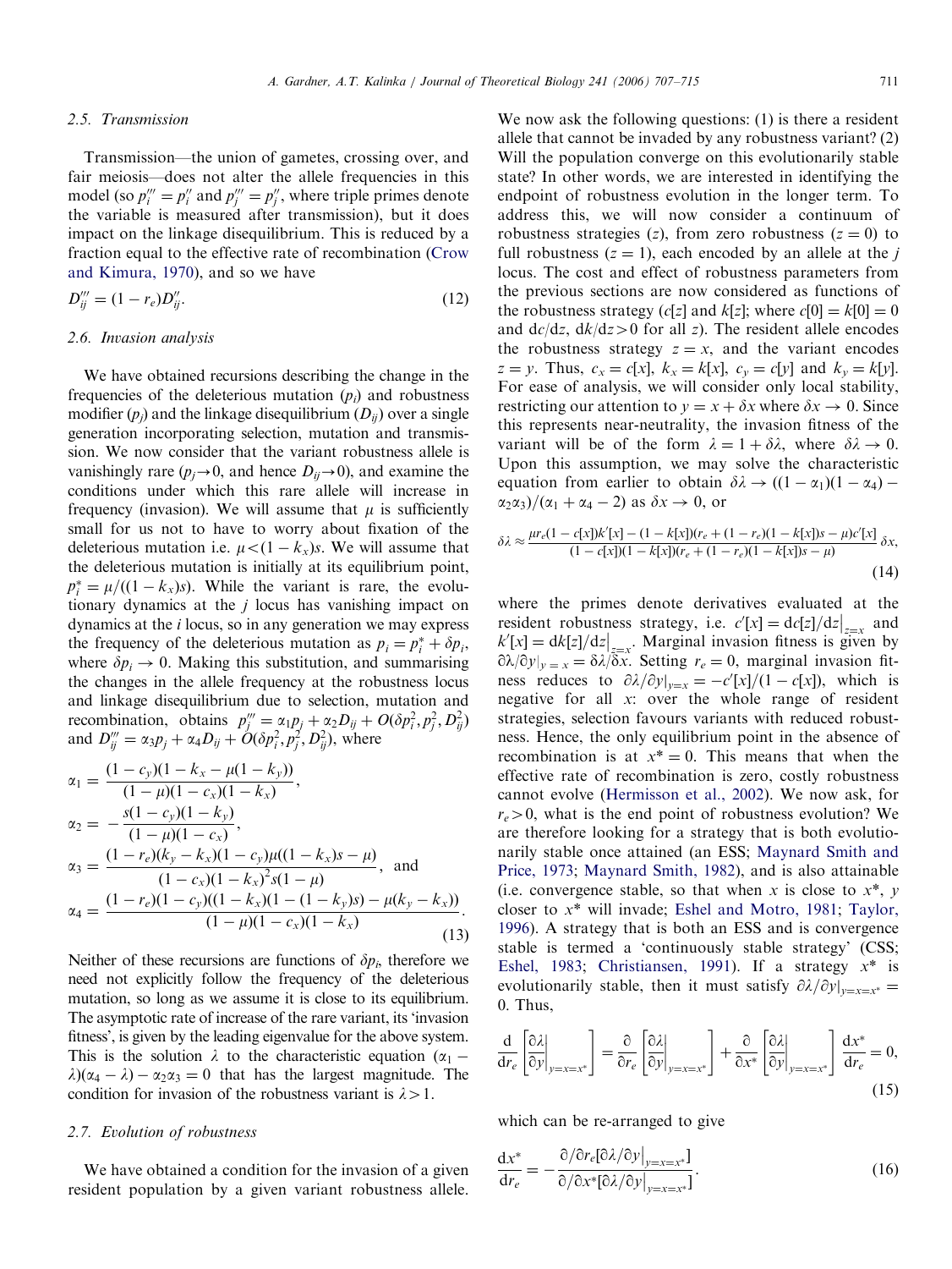### 2.5. Transmission

Transmission—the union of gametes, crossing over, and fair meiosis—does not alter the allele frequencies in this model (so $p_i''' = p_i''$ and $p_j''' = p_j''$, where triple primes denote the variable is measured after transmission), but it does impact on the linkage disequilibrium. This is reduced by a fraction equal to the effective rate of recombination (Crow and Kimura, 1970), and so we have

$$D_{ij}''' = (1 - r_e)D_{ij}''. \tag{12}$$

### 2.6. Invasion analysis

We have obtained recursions describing the change in the frequencies of the deleterious mutation ($p_i$) and robustness modifier ($p_j$) and the linkage disequilibrium ($D_{ij}$) over a single generation incorporating selection, mutation and transmission. We now consider that the variant robustness allele is vanishingly rare ($p_j \to 0$, and hence $D_{ij} \to 0$), and examine the conditions under which this rare allele will increase in frequency (invasion). We will assume that $\mu$ is sufficiently small for us not to have to worry about fixation of the deleterious mutation i.e. $\mu < (1 - k_x)s$. We will assume that the deleterious mutation is initially at its equilibrium point, $p_i^* = \mu/((1 - k_x)s)$. While the variant is rare, the evolutionary dynamics at the $j$ locus has vanishing impact on dynamics at the $i$ locus, so in any generation we may express the frequency of the deleterious mutation as $p_i = p_i^* + \delta p_i$, where $\delta p_i \to 0$. Making this substitution, and summarising the changes in the allele frequency at the robustness locus and linkage disequilibrium due to selection, mutation and recombination, obtains $p_j''' = \alpha_1 p_j + \alpha_2 D_{ij} + O(\delta p_i^2, p_j^2, D_{ij}^2)$ and $D_{ij}''' = \alpha_3 p_j + \alpha_4 D_{ij} + O(\delta p_i^2, p_j^2, D_{ij}^2)$, where

$$\begin{aligned}
\alpha_1 &= \frac{(1 - c_y)(1 - k_x - \mu(1 - k_y))}{(1 - \mu)(1 - c_x)(1 - k_x)}, \\
\alpha_2 &= -\frac{s(1 - c_y)(1 - k_y)}{(1 - \mu)(1 - c_x)}, \\
\alpha_3 &= \frac{(1 - r_e)(k_y - k_x)(1 - c_y)\mu((1 - k_x)s - \mu)}{(1 - c_x)(1 - k_x)^2 s(1 - \mu)}, \text{ and} \\
\alpha_4 &= \frac{(1 - r_e)(1 - c_y)((1 - k_x)(1 - (1 - k_y)s) - \mu(k_y - k_x))}{(1 - \mu)(1 - c_x)(1 - k_x)}.
\end{aligned} \tag{13}$$

Neither of these recursions are functions of $\delta p_i$, therefore we need not explicitly follow the frequency of the deleterious mutation, so long as we assume it is close to its equilibrium. The asymptotic rate of increase of the rare variant, its 'invasion fitness', is given by the leading eigenvalue for the above system. This is the solution $\lambda$ to the characteristic equation $(\alpha_1 - \lambda)(\alpha_4 - \lambda) - \alpha_2\alpha_3 = 0$ that has the largest magnitude. The condition for invasion of the robustness variant is $\lambda > 1$.

### 2.7. Evolution of robustness

We have obtained a condition for the invasion of a given resident population by a given variant robustness allele. We now ask the following questions: (1) is there a resident allele that cannot be invaded by any robustness variant? (2) Will the population converge on this evolutionarily stable state? In other words, we are interested in identifying the endpoint of robustness evolution in the longer term. To address this, we will now consider a continuum of robustness strategies ($z$), from zero robustness ($z = 0$) to full robustness ($z = 1$), each encoded by an allele at the $j$ locus. The cost and effect of robustness parameters from the previous sections are now considered as functions of the robustness strategy ($c[z]$ and $k[z]$; where $c[0] = k[0] = 0$ and $\mathrm{d}c/\mathrm{d}z$, $\mathrm{d}k/\mathrm{d}z > 0$ for all $z$). The resident allele encodes the robustness strategy $z = x$, and the variant encodes $z = y$. Thus, $c_x = c[x]$, $k_x = k[x]$, $c_y = c[y]$ and $k_y = k[y]$. For ease of analysis, we will consider only local stability, restricting our attention to $y = x + \delta x$ where $\delta x \to 0$. Since this represents near-neutrality, the invasion fitness of the variant will be of the form $\lambda = 1 + \delta\lambda$, where $\delta\lambda \to 0$. Upon this assumption, we may solve the characteristic equation from earlier to obtain $\delta\lambda \to ((1 - \alpha_1)(1 - \alpha_4) - \alpha_2\alpha_3)/(\alpha_1 + \alpha_4 - 2)$ as $\delta x \to 0$, or

$$\delta\lambda \approx \frac{\mu r_e(1 - c[x])k'[x] - (1 - k[x])(r_e + (1 - r_e)(1 - k[x])s - \mu)c'[x]}{(1 - c[x])(1 - k[x])(r_e + (1 - r_e)(1 - k[x])s - \mu)}\,\delta x, \tag{14}$$

where the primes denote derivatives evaluated at the resident robustness strategy, i.e. $c'[x] = \mathrm{d}c[z]/\mathrm{d}z\big|_{z=x}$ and $k'[x] = \mathrm{d}k[z]/\mathrm{d}z\big|_{z=x}$. Marginal invasion fitness is given by $\partial\lambda/\partial y|_{y=x} = \delta\lambda/\delta x$. Setting $r_e = 0$, marginal invasion fitness reduces to $\partial\lambda/\partial y|_{y=x} = -c'[x]/(1 - c[x])$, which is negative for all $x$: over the whole range of resident strategies, selection favours variants with reduced robustness. Hence, the only equilibrium point in the absence of recombination is at $x^* = 0$. This means that when the effective rate of recombination is zero, costly robustness cannot evolve (Hermisson et al., 2002). We now ask, for $r_e > 0$, what is the end point of robustness evolution? We are therefore looking for a strategy that is both evolutionarily stable once attained (an ESS; Maynard Smith and Price, 1973; Maynard Smith, 1982), and is also attainable (i.e. convergence stable, so that when $x$ is close to $x^*$, $y$ closer to $x^*$ will invade; Eshel and Motro, 1981; Taylor, 1996). A strategy that is both an ESS and is convergence stable is termed a 'continuously stable strategy' (CSS; Eshel, 1983; Christiansen, 1991). If a strategy $x^*$ is evolutionarily stable, then it must satisfy $\partial\lambda/\partial y|_{y=x=x^*} = 0$. Thus,

$$\frac{\mathrm{d}}{\mathrm{d}r_e}\left[\left.\frac{\partial\lambda}{\partial y}\right|_{y=x=x^*}\right] = \frac{\partial}{\partial r_e}\left[\left.\frac{\partial\lambda}{\partial y}\right|_{y=x=x^*}\right] + \frac{\partial}{\partial x^*}\left[\left.\frac{\partial\lambda}{\partial y}\right|_{y=x=x^*}\right]\frac{\mathrm{d}x^*}{\mathrm{d}r_e} = 0, \tag{15}$$

which can be re-arranged to give

$$\frac{\mathrm{d}x^*}{\mathrm{d}r_e} = -\frac{\partial/\partial r_e[\partial\lambda/\partial y|_{y=x=x^*}]}{\partial/\partial x^*[\partial\lambda/\partial y|_{y=x=x^*}]}. \tag{16}$$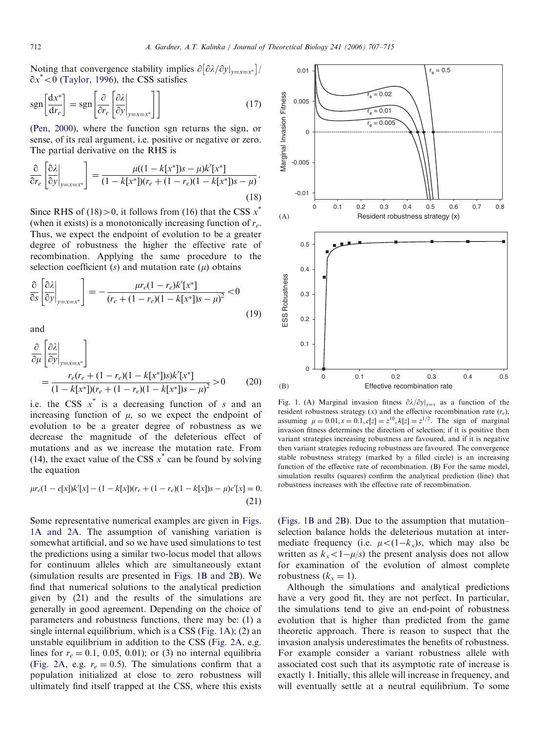Noting that convergence stability implies $\partial\left[\partial\lambda/\partial y|_{y=x=x^*}\right]/\partial x^* < 0$ (Taylor, 1996), the CSS satisfies

$$\mathrm{sgn}\left[\frac{dx^*}{dr_e}\right] = \mathrm{sgn}\left[\frac{\partial}{\partial r_e}\left[\frac{\partial\lambda}{\partial y}\bigg|_{y=x=x^*}\right]\right] \tag{17}$$

(Pen, 2000), where the function sgn returns the sign, or sense, of its real argument, i.e. positive or negative or zero. The partial derivative on the RHS is

$$\frac{\partial}{\partial r_e}\left[\frac{\partial\lambda}{\partial y}\bigg|_{y=x=x^*}\right] = \frac{\mu((1-k[x^*])s-\mu)k'[x^*]}{(1-k[x^*])(r_e+(1-r_e)(1-k[x^*])s-\mu)}. \tag{18}$$

Since RHS of (18) > 0, it follows from (16) that the CSS $x^*$ (when it exists) is a monotonically increasing function of $r_e$. Thus, we expect the endpoint of evolution to be a greater degree of robustness the higher the effective rate of recombination. Applying the same procedure to the selection coefficient ($s$) and mutation rate ($\mu$) obtains

$$\frac{\partial}{\partial s}\left[\frac{\partial\lambda}{\partial y}\bigg|_{y=x=x^*}\right] = -\frac{\mu r_e(1-r_e)k'[x^*]}{(r_e+(1-r_e)(1-k[x^*])s-\mu)^2} < 0 \tag{19}$$

and

$$\frac{\partial}{\partial \mu}\left[\frac{\partial\lambda}{\partial y}\bigg|_{y=x=x^*}\right] = \frac{r_e(r_e+(1-r_e)(1-k[x^*])s)k'[x^*]}{(1-k[x^*])(r_e+(1-r_e)(1-k[x^*])s-\mu)^2} > 0 \tag{20}$$

i.e. the CSS $x^*$ is a decreasing function of $s$ and an increasing function of $\mu$, so we expect the endpoint of evolution to be a greater degree of robustness as we decrease the magnitude of the deleterious effect of mutations and as we increase the mutation rate. From (14), the exact value of the CSS $x^*$ can be found by solving the equation

$$\mu r_e(1-c[x])k'[x] - (1-k[x])(r_e+(1-r_e)(1-k[x])s-\mu)c'[x] = 0. \tag{21}$$

Some representative numerical examples are given in Figs. 1A and 2A. The assumption of vanishing variation is somewhat artificial, and so we have used simulations to test the predictions using a similar two-locus model that allows for continuum alleles which are simultaneously extant (simulation results are presented in Figs. 1B and 2B). We find that numerical solutions to the analytical prediction given by (21) and the results of the simulations are generally in good agreement. Depending on the choice of parameters and robustness functions, there may be: (1) a single internal equilibrium, which is a CSS (Fig. 1A); (2) an unstable equilibrium in addition to the CSS (Fig. 2A, e.g. lines for $r_e = 0.1$, 0.05, 0.01); or (3) no internal equilibria (Fig. 2A, e.g. $r_e = 0.5$). The simulations confirm that a population initialized at close to zero robustness will ultimately find itself trapped at the CSS, where this exists (Figs. 1B and 2B). Due to the assumption that mutation–selection balance holds the deleterious mutation at intermediate frequency (i.e. $\mu < (1-k_x)s$, which may also be written as $k_x < 1-\mu/s$) the present analysis does not allow for examination of the evolution of almost complete robustness ($k_x = 1$).

Although the simulations and analytical predictions have a very good fit, they are not perfect. In particular, the simulations tend to give an end-point of robustness evolution that is higher than predicted from the game theoretic approach. There is reason to suspect that the invasion analysis underestimates the benefits of robustness. For example consider a variant robustness allele with associated cost such that its asymptotic rate of increase is exactly 1. Initially, this allele will increase in frequency, and will eventually settle at a neutral equilibrium. To some

Fig. 1. (A) Marginal invasion fitness $\partial\lambda/\partial y|_{y=x}$ as a function of the resident robustness strategy ($x$) and the effective recombination rate ($r_e$), assuming $\mu = 0.01, s = 0.1, c[z] = z^{10}, k[z] = z^{1/2}$. The sign of marginal invasion fitness determines the direction of selection; if it is positive then variant strategies increasing robustness are favoured, and if it is negative then variant strategies reducing robustness are favoured. The convergence stable robustness strategy (marked by a filled circle) is an increasing function of the effective rate of recombination. (B) For the same model, simulation results (squares) confirm the analytical prediction (line) that robustness increases with the effective rate of recombination.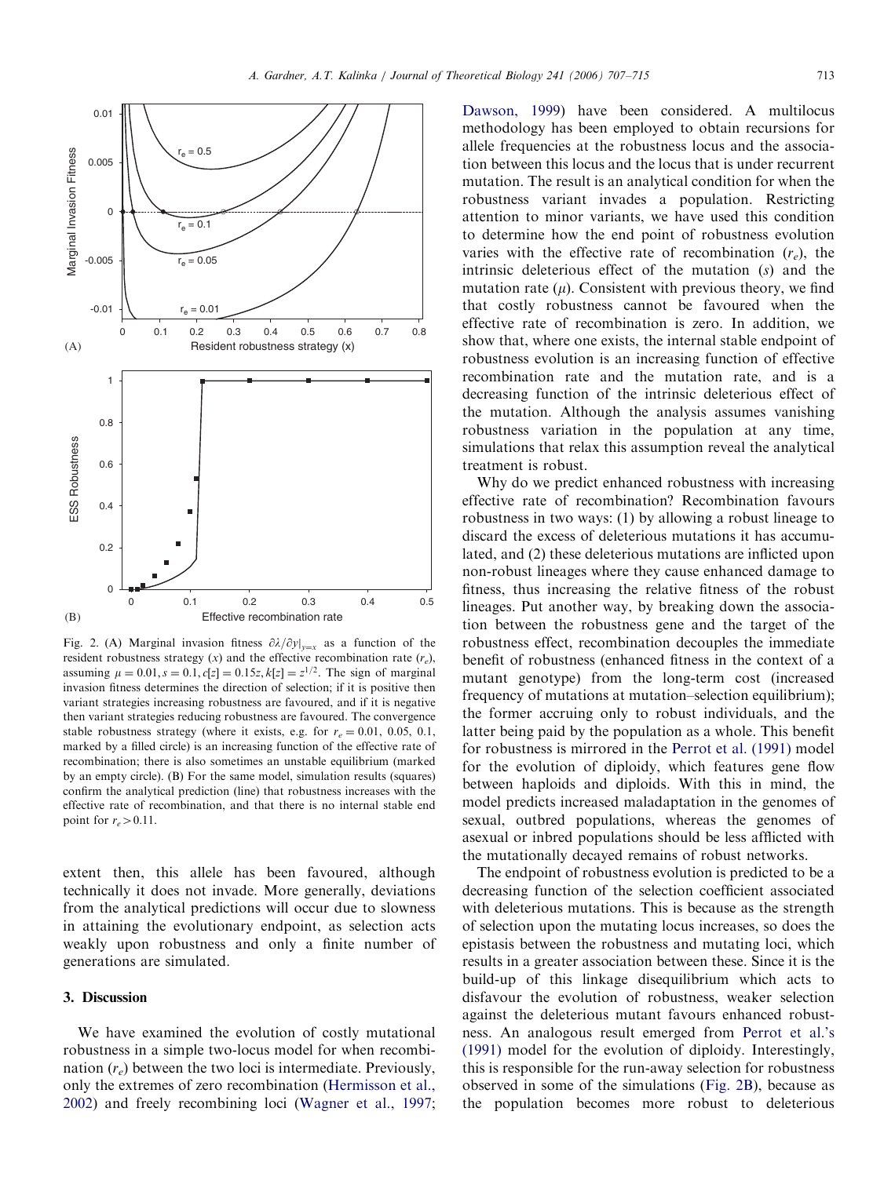Fig. 2. (A) Marginal invasion fitness $\partial\lambda/\partial y|_{y=x}$ as a function of the resident robustness strategy ($x$) and the effective recombination rate ($r_e$), assuming $\mu = 0.01, s = 0.1, c[z] = 0.15z, k[z] = z^{1/2}$. The sign of marginal invasion fitness determines the direction of selection; if it is positive then variant strategies increasing robustness are favoured, and if it is negative then variant strategies reducing robustness are favoured. The convergence stable robustness strategy (where it exists, e.g. for $r_e = 0.01$, 0.05, 0.1, marked by a filled circle) is an increasing function of the effective rate of recombination; there is also sometimes an unstable equilibrium (marked by an empty circle). (B) For the same model, simulation results (squares) confirm the analytical prediction (line) that robustness increases with the effective rate of recombination, and that there is no internal stable end point for $r_e > 0.11$.

extent then, this allele has been favoured, although technically it does not invade. More generally, deviations from the analytical predictions will occur due to slowness in attaining the evolutionary endpoint, as selection acts weakly upon robustness and only a finite number of generations are simulated.

## 3. Discussion

We have examined the evolution of costly mutational robustness in a simple two-locus model for when recombination ($r_e$) between the two loci is intermediate. Previously, only the extremes of zero recombination (Hermisson et al., 2002) and freely recombining loci (Wagner et al., 1997; Dawson, 1999) have been considered. A multilocus methodology has been employed to obtain recursions for allele frequencies at the robustness locus and the association between this locus and the locus that is under recurrent mutation. The result is an analytical condition for when the robustness variant invades a population. Restricting attention to minor variants, we have used this condition to determine how the end point of robustness evolution varies with the effective rate of recombination ($r_e$), the intrinsic deleterious effect of the mutation ($s$) and the mutation rate ($\mu$). Consistent with previous theory, we find that costly robustness cannot be favoured when the effective rate of recombination is zero. In addition, we show that, where one exists, the internal stable endpoint of robustness evolution is an increasing function of effective recombination rate and the mutation rate, and is a decreasing function of the intrinsic deleterious effect of the mutation. Although the analysis assumes vanishing robustness variation in the population at any time, simulations that relax this assumption reveal the analytical treatment is robust.

Why do we predict enhanced robustness with increasing effective rate of recombination? Recombination favours robustness in two ways: (1) by allowing a robust lineage to discard the excess of deleterious mutations it has accumulated, and (2) these deleterious mutations are inflicted upon non-robust lineages where they cause enhanced damage to fitness, thus increasing the relative fitness of the robust lineages. Put another way, by breaking down the association between the robustness gene and the target of the robustness effect, recombination decouples the immediate benefit of robustness (enhanced fitness in the context of a mutant genotype) from the long-term cost (increased frequency of mutations at mutation–selection equilibrium); the former accruing only to robust individuals, and the latter being paid by the population as a whole. This benefit for robustness is mirrored in the Perrot et al. (1991) model for the evolution of diploidy, which features gene flow between haploids and diploids. With this in mind, the model predicts increased maladaptation in the genomes of sexual, outbred populations, whereas the genomes of asexual or inbred populations should be less afflicted with the mutationally decayed remains of robust networks.

The endpoint of robustness evolution is predicted to be a decreasing function of the selection coefficient associated with deleterious mutations. This is because as the strength of selection upon the mutating locus increases, so does the epistasis between the robustness and mutating loci, which results in a greater association between these. Since it is the build-up of this linkage disequilibrium which acts to disfavour the evolution of robustness, weaker selection against the deleterious mutant favours enhanced robustness. An analogous result emerged from Perrot et al.'s (1991) model for the evolution of diploidy. Interestingly, this is responsible for the run-away selection for robustness observed in some of the simulations (Fig. 2B), because as the population becomes more robust to deleterious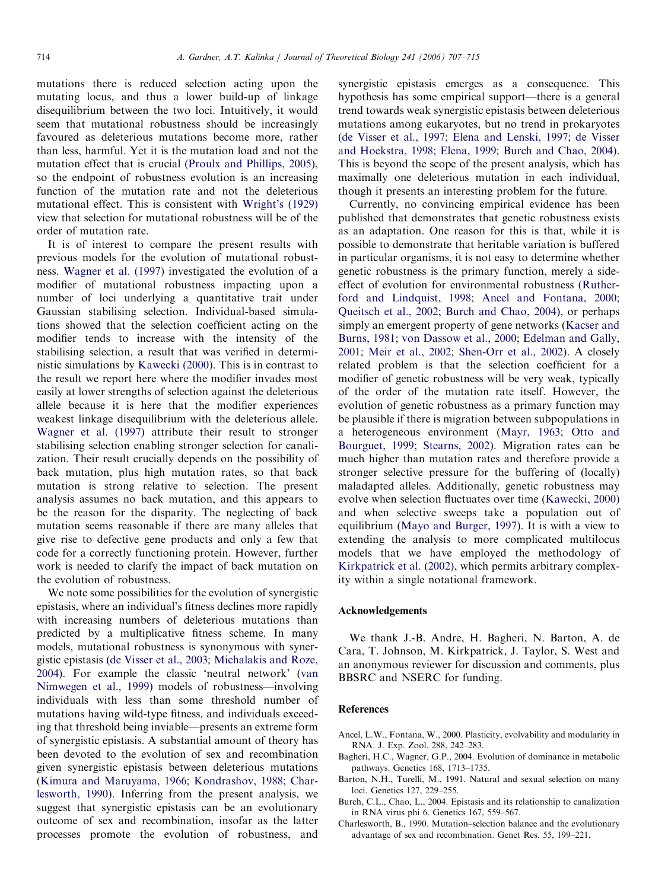mutations there is reduced selection acting upon the mutating locus, and thus a lower build-up of linkage disequilibrium between the two loci. Intuitively, it would seem that mutational robustness should be increasingly favoured as deleterious mutations become more, rather than less, harmful. Yet it is the mutation load and not the mutation effect that is crucial (Proulx and Phillips, 2005), so the endpoint of robustness evolution is an increasing function of the mutation rate and not the deleterious mutational effect. This is consistent with Wright's (1929) view that selection for mutational robustness will be of the order of mutation rate.

It is of interest to compare the present results with previous models for the evolution of mutational robustness. Wagner et al. (1997) investigated the evolution of a modifier of mutational robustness impacting upon a number of loci underlying a quantitative trait under Gaussian stabilising selection. Individual-based simulations showed that the selection coefficient acting on the modifier tends to increase with the intensity of the stabilising selection, a result that was verified in deterministic simulations by Kawecki (2000). This is in contrast to the result we report here where the modifier invades most easily at lower strengths of selection against the deleterious allele because it is here that the modifier experiences weakest linkage disequilibrium with the deleterious allele. Wagner et al. (1997) attribute their result to stronger stabilising selection enabling stronger selection for canalization. Their result crucially depends on the possibility of back mutation, plus high mutation rates, so that back mutation is strong relative to selection. The present analysis assumes no back mutation, and this appears to be the reason for the disparity. The neglecting of back mutation seems reasonable if there are many alleles that give rise to defective gene products and only a few that code for a correctly functioning protein. However, further work is needed to clarify the impact of back mutation on the evolution of robustness.

We note some possibilities for the evolution of synergistic epistasis, where an individual's fitness declines more rapidly with increasing numbers of deleterious mutations than predicted by a multiplicative fitness scheme. In many models, mutational robustness is synonymous with synergistic epistasis (de Visser et al., 2003; Michalakis and Roze, 2004). For example the classic 'neutral network' (van Nimwegen et al., 1999) models of robustness—involving individuals with less than some threshold number of mutations having wild-type fitness, and individuals exceeding that threshold being inviable—presents an extreme form of synergistic epistasis. A substantial amount of theory has been devoted to the evolution of sex and recombination given synergistic epistasis between deleterious mutations (Kimura and Maruyama, 1966; Kondrashov, 1988; Charlesworth, 1990). Inferring from the present analysis, we suggest that synergistic epistasis can be an evolutionary outcome of sex and recombination, insofar as the latter processes promote the evolution of robustness, and synergistic epistasis emerges as a consequence. This hypothesis has some empirical support—there is a general trend towards weak synergistic epistasis between deleterious mutations among eukaryotes, but no trend in prokaryotes (de Visser et al., 1997; Elena and Lenski, 1997; de Visser and Hoekstra, 1998; Elena, 1999; Burch and Chao, 2004). This is beyond the scope of the present analysis, which has maximally one deleterious mutation in each individual, though it presents an interesting problem for the future.

Currently, no convincing empirical evidence has been published that demonstrates that genetic robustness exists as an adaptation. One reason for this is that, while it is possible to demonstrate that heritable variation is buffered in particular organisms, it is not easy to determine whether genetic robustness is the primary function, merely a side-effect of evolution for environmental robustness (Rutherford and Lindquist, 1998; Ancel and Fontana, 2000; Queitsch et al., 2002; Burch and Chao, 2004), or perhaps simply an emergent property of gene networks (Kacser and Burns, 1981; von Dassow et al., 2000; Edelman and Gally, 2001; Meir et al., 2002; Shen-Orr et al., 2002). A closely related problem is that the selection coefficient for a modifier of genetic robustness will be very weak, typically of the order of the mutation rate itself. However, the evolution of genetic robustness as a primary function may be plausible if there is migration between subpopulations in a heterogeneous environment (Mayr, 1963; Otto and Bourguet, 1999; Stearns, 2002). Migration rates can be much higher than mutation rates and therefore provide a stronger selective pressure for the buffering of (locally) maladapted alleles. Additionally, genetic robustness may evolve when selection fluctuates over time (Kawecki, 2000) and when selective sweeps take a population out of equilibrium (Mayo and Burger, 1997). It is with a view to extending the analysis to more complicated multilocus models that we have employed the methodology of Kirkpatrick et al. (2002), which permits arbitrary complexity within a single notational framework.

## Acknowledgements

We thank J.-B. Andre, H. Bagheri, N. Barton, A. de Cara, T. Johnson, M. Kirkpatrick, J. Taylor, S. West and an anonymous reviewer for discussion and comments, plus BBSRC and NSERC for funding.

## References

Ancel, L.W., Fontana, W., 2000. Plasticity, evolvability and modularity in RNA. J. Exp. Zool. 288, 242–283.

Bagheri, H.C., Wagner, G.P., 2004. Evolution of dominance in metabolic pathways. Genetics 168, 1713–1735.

Barton, N.H., Turelli, M., 1991. Natural and sexual selection on many loci. Genetics 127, 229–255.

Burch, C.L., Chao, L., 2004. Epistasis and its relationship to canalization in RNA virus phi 6. Genetics 167, 559–567.

Charlesworth, B., 1990. Mutation–selection balance and the evolutionary advantage of sex and recombination. Genet Res. 55, 199–221.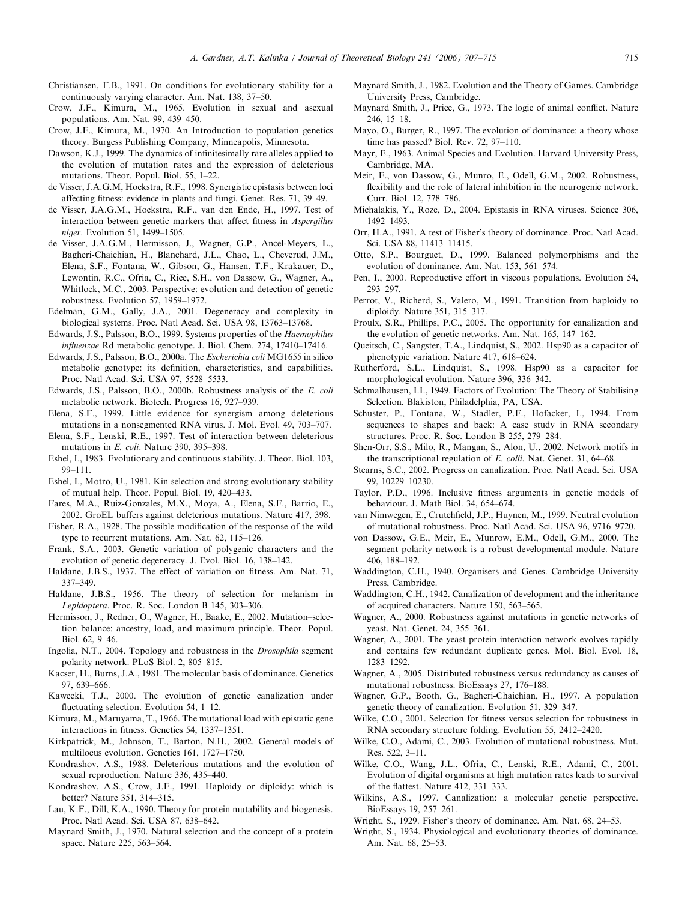Christiansen, F.B., 1991. On conditions for evolutionary stability for a continuously varying character. Am. Nat. 138, 37–50.

Crow, J.F., Kimura, M., 1965. Evolution in sexual and asexual populations. Am. Nat. 99, 439–450.

Crow, J.F., Kimura, M., 1970. An Introduction to population genetics theory. Burgess Publishing Company, Minneapolis, Minnesota.

Dawson, K.J., 1999. The dynamics of infinitesimally rare alleles applied to the evolution of mutation rates and the expression of deleterious mutations. Theor. Popul. Biol. 55, 1–22.

de Visser, J.A.G.M, Hoekstra, R.F., 1998. Synergistic epistasis between loci affecting fitness: evidence in plants and fungi. Genet. Res. 71, 39–49.

de Visser, J.A.G.M., Hoekstra, R.F., van den Ende, H., 1997. Test of interaction between genetic markers that affect fitness in *Aspergillus niger*. Evolution 51, 1499–1505.

de Visser, J.A.G.M., Hermisson, J., Wagner, G.P., Ancel-Meyers, L., Bagheri-Chaichian, H., Blanchard, J.L., Chao, L., Cheverud, J.M., Elena, S.F., Fontana, W., Gibson, G., Hansen, T.F., Krakauer, D., Lewontin, R.C., Ofria, C., Rice, S.H., von Dassow, G., Wagner, A., Whitlock, M.C., 2003. Perspective: evolution and detection of genetic robustness. Evolution 57, 1959–1972.

Edelman, G.M., Gally, J.A., 2001. Degeneracy and complexity in biological systems. Proc. Natl Acad. Sci. USA 98, 13763–13768.

Edwards, J.S., Palsson, B.O., 1999. Systems properties of the *Haemophilus influenzae* Rd metabolic genotype. J. Biol. Chem. 274, 17410–17416.

Edwards, J.S., Palsson, B.O., 2000a. The *Escherichia coli* MG1655 in silico metabolic genotype: its definition, characteristics, and capabilities. Proc. Natl Acad. Sci. USA 97, 5528–5533.

Edwards, J.S., Palsson, B.O., 2000b. Robustness analysis of the *E. coli* metabolic network. Biotech. Progress 16, 927–939.

Elena, S.F., 1999. Little evidence for synergism among deleterious mutations in a nonsegmented RNA virus. J. Mol. Evol. 49, 703–707.

Elena, S.F., Lenski, R.E., 1997. Test of interaction between deleterious mutations in *E. coli*. Nature 390, 395–398.

Eshel, I., 1983. Evolutionary and continuous stability. J. Theor. Biol. 103, 99–111.

Eshel, I., Motro, U., 1981. Kin selection and strong evolutionary stability of mutual help. Theor. Popul. Biol. 19, 420–433.

Fares, M.A., Ruiz-Gonzales, M.X., Moya, A., Elena, S.F., Barrio, E., 2002. GroEL buffers against deleterious mutations. Nature 417, 398.

Fisher, R.A., 1928. The possible modification of the response of the wild type to recurrent mutations. Am. Nat. 62, 115–126.

Frank, S.A., 2003. Genetic variation of polygenic characters and the evolution of genetic degeneracy. J. Evol. Biol. 16, 138–142.

Haldane, J.B.S., 1937. The effect of variation on fitness. Am. Nat. 71, 337–349.

Haldane, J.B.S., 1956. The theory of selection for melanism in *Lepidoptera*. Proc. R. Soc. London B 145, 303–306.

Hermisson, J., Redner, O., Wagner, H., Baake, E., 2002. Mutation–selection balance: ancestry, load, and maximum principle. Theor. Popul. Biol. 62, 9–46.

Ingolia, N.T., 2004. Topology and robustness in the *Drosophila* segment polarity network. PLoS Biol. 2, 805–815.

Kacser, H., Burns, J.A., 1981. The molecular basis of dominance. Genetics 97, 639–666.

Kawecki, T.J., 2000. The evolution of genetic canalization under fluctuating selection. Evolution 54, 1–12.

Kimura, M., Maruyama, T., 1966. The mutational load with epistatic gene interactions in fitness. Genetics 54, 1337–1351.

Kirkpatrick, M., Johnson, T., Barton, N.H., 2002. General models of multilocus evolution. Genetics 161, 1727–1750.

Kondrashov, A.S., 1988. Deleterious mutations and the evolution of sexual reproduction. Nature 336, 435–440.

Kondrashov, A.S., Crow, J.F., 1991. Haploidy or diploidy: which is better? Nature 351, 314–315.

Lau, K.F., Dill, K.A., 1990. Theory for protein mutability and biogenesis. Proc. Natl Acad. Sci. USA 87, 638–642.

Maynard Smith, J., 1970. Natural selection and the concept of a protein space. Nature 225, 563–564.

Maynard Smith, J., 1982. Evolution and the Theory of Games. Cambridge University Press, Cambridge.

Maynard Smith, J., Price, G., 1973. The logic of animal conflict. Nature 246, 15–18.

Mayo, O., Burger, R., 1997. The evolution of dominance: a theory whose time has passed? Biol. Rev. 72, 97–110.

Mayr, E., 1963. Animal Species and Evolution. Harvard University Press, Cambridge, MA.

Meir, E., von Dassow, G., Munro, E., Odell, G.M., 2002. Robustness, flexibility and the role of lateral inhibition in the neurogenic network. Curr. Biol. 12, 778–786.

Michalakis, Y., Roze, D., 2004. Epistasis in RNA viruses. Science 306, 1492–1493.

Orr, H.A., 1991. A test of Fisher's theory of dominance. Proc. Natl Acad. Sci. USA 88, 11413–11415.

Otto, S.P., Bourguet, D., 1999. Balanced polymorphisms and the evolution of dominance. Am. Nat. 153, 561–574.

Pen, I., 2000. Reproductive effort in viscous populations. Evolution 54, 293–297.

Perrot, V., Richerd, S., Valero, M., 1991. Transition from haploidy to diploidy. Nature 351, 315–317.

Proulx, S.R., Phillips, P.C., 2005. The opportunity for canalization and the evolution of genetic networks. Am. Nat. 165, 147–162.

Queitsch, C., Sangster, T.A., Lindquist, S., 2002. Hsp90 as a capacitor of phenotypic variation. Nature 417, 618–624.

Rutherford, S.L., Lindquist, S., 1998. Hsp90 as a capacitor for morphological evolution. Nature 396, 336–342.

Schmalhausen, I.I., 1949. Factors of Evolution: The Theory of Stabilising Selection. Blakiston, Philadelphia, PA, USA.

Schuster, P., Fontana, W., Stadler, P.F., Hofacker, I., 1994. From sequences to shapes and back: A case study in RNA secondary structures. Proc. R. Soc. London B 255, 279–284.

Shen-Orr, S.S., Milo, R., Mangan, S., Alon, U., 2002. Network motifs in the transcriptional regulation of *E. colii*. Nat. Genet. 31, 64–68.

Stearns, S.C., 2002. Progress on canalization. Proc. Natl Acad. Sci. USA 99, 10229–10230.

Taylor, P.D., 1996. Inclusive fitness arguments in genetic models of behaviour. J. Math Biol. 34, 654–674.

van Nimwegen, E., Crutchfield, J.P., Huynen, M., 1999. Neutral evolution of mutational robustness. Proc. Natl Acad. Sci. USA 96, 9716–9720.

von Dassow, G.E., Meir, E., Munrow, E.M., Odell, G.M., 2000. The segment polarity network is a robust developmental module. Nature 406, 188–192.

Waddington, C.H., 1940. Organisers and Genes. Cambridge University Press, Cambridge.

Waddington, C.H., 1942. Canalization of development and the inheritance of acquired characters. Nature 150, 563–565.

Wagner, A., 2000. Robustness against mutations in genetic networks of yeast. Nat. Genet. 24, 355–361.

Wagner, A., 2001. The yeast protein interaction network evolves rapidly and contains few redundant duplicate genes. Mol. Biol. Evol. 18, 1283–1292.

Wagner, A., 2005. Distributed robustness versus redundancy as causes of mutational robustness. BioEssays 27, 176–188.

Wagner, G.P., Booth, G., Bagheri-Chaichian, H., 1997. A population genetic theory of canalization. Evolution 51, 329–347.

Wilke, C.O., 2001. Selection for fitness versus selection for robustness in RNA secondary structure folding. Evolution 55, 2412–2420.

Wilke, C.O., Adami, C., 2003. Evolution of mutational robustness. Mut. Res. 522, 3–11.

Wilke, C.O., Wang, J.L., Ofria, C., Lenski, R.E., Adami, C., 2001. Evolution of digital organisms at high mutation rates leads to survival of the flattest. Nature 412, 331–333.

Wilkins, A.S., 1997. Canalization: a molecular genetic perspective. BioEssays 19, 257–261.

Wright, S., 1929. Fisher's theory of dominance. Am. Nat. 68, 24–53.

Wright, S., 1934. Physiological and evolutionary theories of dominance. Am. Nat. 68, 25–53.